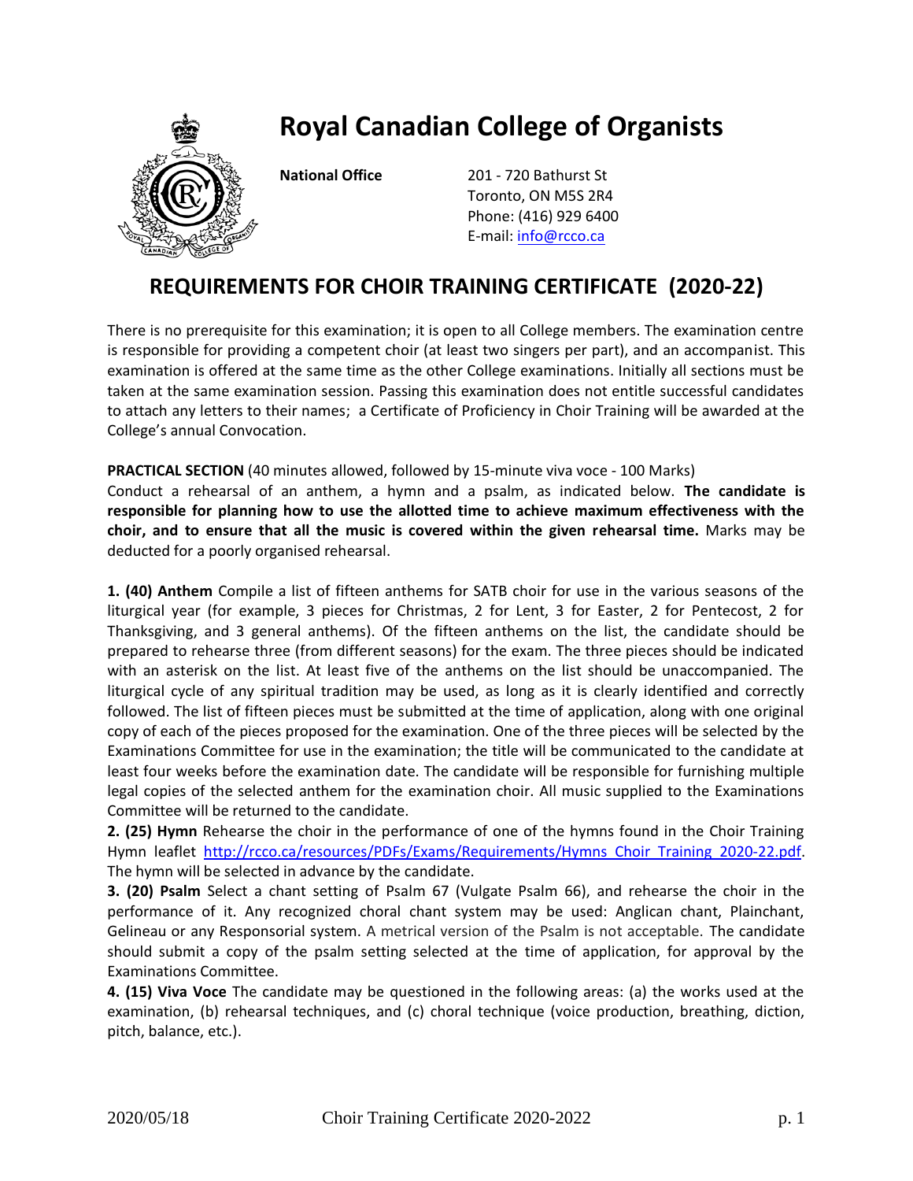# Royal Canadian College of Organists

**National Office**

201 - 720 Bathurst St
Toronto, ON M5S 2R4
Phone: (416) 929 6400
E-mail: info@rcco.ca

## REQUIREMENTS FOR CHOIR TRAINING CERTIFICATE (2020-22)

There is no prerequisite for this examination; it is open to all College members. The examination centre is responsible for providing a competent choir (at least two singers per part), and an accompanist. This examination is offered at the same time as the other College examinations. Initially all sections must be taken at the same examination session. Passing this examination does not entitle successful candidates to attach any letters to their names; a Certificate of Proficiency in Choir Training will be awarded at the College's annual Convocation.

**PRACTICAL SECTION** (40 minutes allowed, followed by 15-minute viva voce - 100 Marks)

Conduct a rehearsal of an anthem, a hymn and a psalm, as indicated below. **The candidate is responsible for planning how to use the allotted time to achieve maximum effectiveness with the choir, and to ensure that all the music is covered within the given rehearsal time.** Marks may be deducted for a poorly organised rehearsal.

**1. (40) Anthem** Compile a list of fifteen anthems for SATB choir for use in the various seasons of the liturgical year (for example, 3 pieces for Christmas, 2 for Lent, 3 for Easter, 2 for Pentecost, 2 for Thanksgiving, and 3 general anthems). Of the fifteen anthems on the list, the candidate should be prepared to rehearse three (from different seasons) for the exam. The three pieces should be indicated with an asterisk on the list. At least five of the anthems on the list should be unaccompanied. The liturgical cycle of any spiritual tradition may be used, as long as it is clearly identified and correctly followed. The list of fifteen pieces must be submitted at the time of application, along with one original copy of each of the pieces proposed for the examination. One of the three pieces will be selected by the Examinations Committee for use in the examination; the title will be communicated to the candidate at least four weeks before the examination date. The candidate will be responsible for furnishing multiple legal copies of the selected anthem for the examination choir. All music supplied to the Examinations Committee will be returned to the candidate.

**2. (25) Hymn** Rehearse the choir in the performance of one of the hymns found in the Choir Training Hymn leaflet http://rcco.ca/resources/PDFs/Exams/Requirements/Hymns_Choir_Training_2020-22.pdf. The hymn will be selected in advance by the candidate.

**3. (20) Psalm** Select a chant setting of Psalm 67 (Vulgate Psalm 66), and rehearse the choir in the performance of it. Any recognized choral chant system may be used: Anglican chant, Plainchant, Gelineau or any Responsorial system. A metrical version of the Psalm is not acceptable. The candidate should submit a copy of the psalm setting selected at the time of application, for approval by the Examinations Committee.

**4. (15) Viva Voce** The candidate may be questioned in the following areas: (a) the works used at the examination, (b) rehearsal techniques, and (c) choral technique (voice production, breathing, diction, pitch, balance, etc.).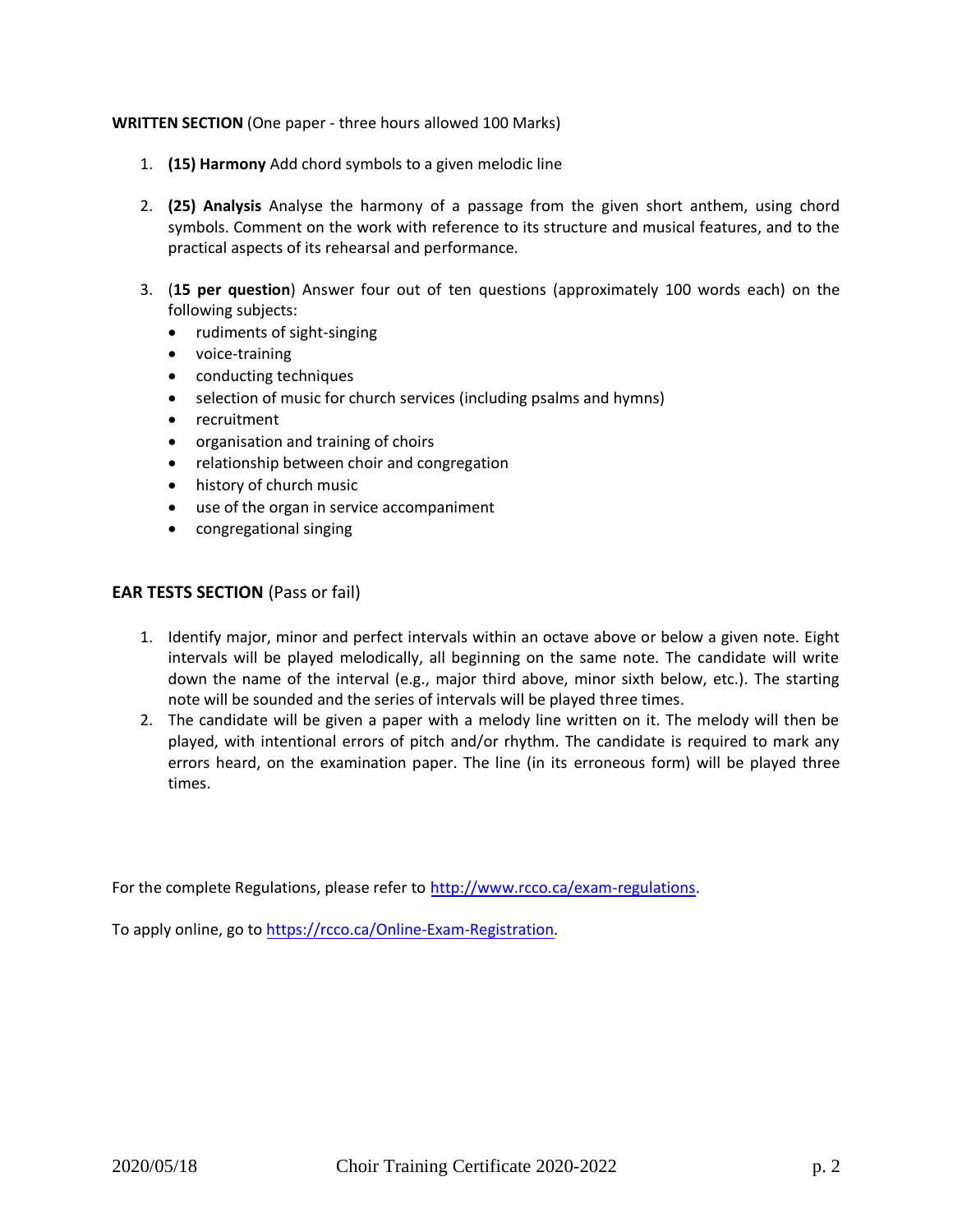**WRITTEN SECTION** (One paper - three hours allowed 100 Marks)

1. **(15) Harmony** Add chord symbols to a given melodic line
2. **(25) Analysis** Analyse the harmony of a passage from the given short anthem, using chord symbols. Comment on the work with reference to its structure and musical features, and to the practical aspects of its rehearsal and performance.
3. (**15 per question**) Answer four out of ten questions (approximately 100 words each) on the following subjects:
   - rudiments of sight-singing
   - voice-training
   - conducting techniques
   - selection of music for church services (including psalms and hymns)
   - recruitment
   - organisation and training of choirs
   - relationship between choir and congregation
   - history of church music
   - use of the organ in service accompaniment
   - congregational singing

## EAR TESTS SECTION (Pass or fail)

1. Identify major, minor and perfect intervals within an octave above or below a given note. Eight intervals will be played melodically, all beginning on the same note. The candidate will write down the name of the interval (e.g., major third above, minor sixth below, etc.). The starting note will be sounded and the series of intervals will be played three times.
2. The candidate will be given a paper with a melody line written on it. The melody will then be played, with intentional errors of pitch and/or rhythm. The candidate is required to mark any errors heard, on the examination paper. The line (in its erroneous form) will be played three times.

For the complete Regulations, please refer to [http://www.rcco.ca/exam-regulations](http://www.rcco.ca/exam-regulations).

To apply online, go to [https://rcco.ca/Online-Exam-Registration](https://rcco.ca/Online-Exam-Registration).